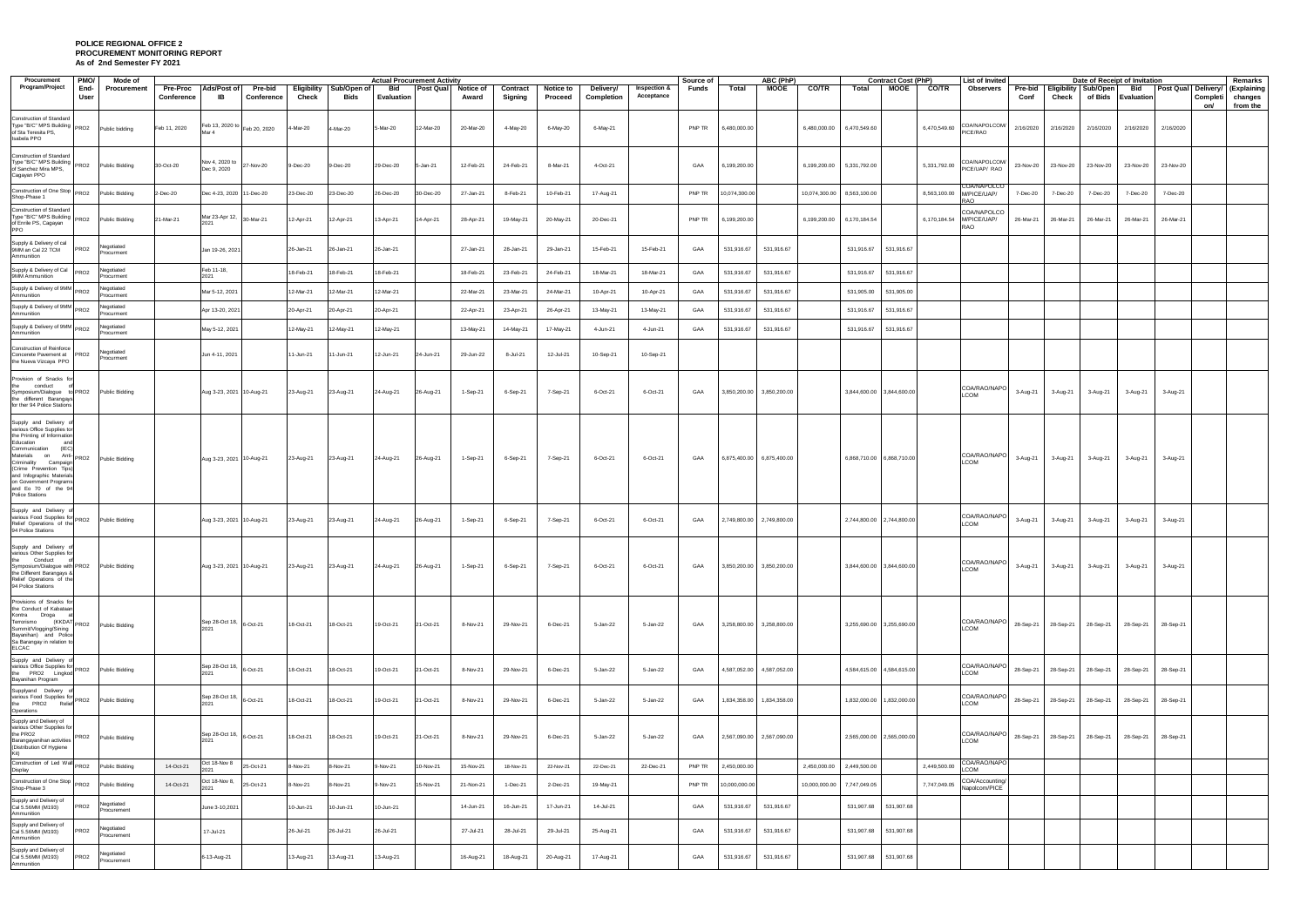**POLICE REGIONAL OFFICE 2**
**PROCUREMENT MONITORING REPORT**
**As of 2nd Semester FY 2021**

| Procurement Program/Project | PMO/ End-User | Mode of Procurement | Actual Procurement Activity | | | | | | | | | | | | | Source of Funds | ABC (PhP) | | | Contract Cost (PhP) | | | List of Invited Observers | Date of Receipt of Invitation | | | | | | | Remarks (Explaining changes from the |
|---|---|---|---|---|---|---|---|---|---|---|---|---|---|---|---|---|---|---|---|---|---|---|---|---|---|---|---|---|---|---|---|
| | | | Pre-Proc Conference | Ads/Post of IB | Pre-bid Conference | Eligibility Check | Sub/Open of Bids | Bid Evaluation | Post Qual | Notice of Award | Contract Signing | Notice to Proceed | Delivery/ Completion | Inspection & Acceptance | | Total | MOOE | CO/TR | Total | MOOE | CO/TR | | Pre-bid Conf | Eligibility Check | Sub/Open of Bids | Bid Evaluation | Post Qual | Delivery/ Completion | |
| Construction of Standard Type "B/C" MPS Building of Sta Teresita PS, Isabela PPO | PRO2 | Public bidding | Feb 11, 2020 | Feb 13, 2020 to Mar 4 | Feb 20, 2020 | 4-Mar-20 | 4-Mar-20 | 5-Mar-20 | 12-Mar-20 | 20-Mar-20 | 4-May-20 | 6-May-20 | 6-May-21 | | PNP TR | 6,480,000.00 | | 6,480,000.00 | 6,470,549.60 | | 6,470,549.60 | COA/NAPOLCOM/ PICE/RAO | 2/16/2020 | 2/16/2020 | 2/16/2020 | 2/16/2020 | 2/16/2020 | | |
| Construction of Standard Type "B/C" MPS Building of Sanchez Mira MPS, Cagayan PPO | PRO2 | Public Bidding | 30-Oct-20 | Nov 4, 2020 to Dec 9, 2020 | 27-Nov-20 | 9-Dec-20 | 9-Dec-20 | 29-Dec-20 | 5-Jan-21 | 12-Feb-21 | 24-Feb-21 | 8-Mar-21 | 4-Oct-21 | | GAA | 6,199,200.00 | | 6,199,200.00 | 5,331,792.00 | | 5,331,792.00 | COA/NAPOLCOM/ PICE/UAP/ RAO | 23-Nov-20 | 23-Nov-20 | 23-Nov-20 | 23-Nov-20 | 23-Nov-20 | | |
| Construction of One Stop Shop-Phase 1 | PRO2 | Public Bidding | 2-Dec-20 | Dec 4-23, 2020 | 11-Dec-20 | 23-Dec-20 | 23-Dec-20 | 26-Dec-20 | 30-Dec-20 | 27-Jan-21 | 8-Feb-21 | 10-Feb-21 | 17-Aug-21 | | PNP TR | 10,074,300.00 | | 10,074,300.00 | 8,563,100.00 | | 8,563,100.00 | COA/NAPOLCO M/PICE/UAP/ RAO | 7-Dec-20 | 7-Dec-20 | 7-Dec-20 | 7-Dec-20 | 7-Dec-20 | | |
| Construction of Standard Type "B/C" MPS Building of Enrile PS, Cagayan PPO | PRO2 | Public Bidding | 21-Mar-21 | Mar 23-Apr 12, 2021 | 30-Mar-21 | 12-Apr-21 | 12-Apr-21 | 13-Apr-21 | 14-Apr-21 | 28-Apr-21 | 19-May-21 | 20-May-21 | 20-Dec-21 | | PNP TR | 6,199,200.00 | | 6,199,200.00 | 6,170,184.54 | | 6,170,184.54 | COA/NAPOLCO M/PICE/UAP/ RAO | 26-Mar-21 | 26-Mar-21 | 26-Mar-21 | 26-Mar-21 | 26-Mar-21 | | |
| Supply & Delivery of cal 9MM an Cal 22 TCM Ammunition | PRO2 | Negotiated Procurement | | Jan 19-26, 2021 | | 26-Jan-21 | 26-Jan-21 | 26-Jan-21 | | 27-Jan-21 | 28-Jan-21 | 29-Jan-21 | 15-Feb-21 | 15-Feb-21 | GAA | 531,916.67 | 531,916.67 | | 531,916.67 | 531,916.67 | | | | | | | | | |
| Supply & Delivery of Cal 9MM Ammunition | PRO2 | Negotiated Procurment | | Feb 11-18, 2021 | | 18-Feb-21 | 18-Feb-21 | 18-Feb-21 | | 18-Feb-21 | 23-Feb-21 | 24-Feb-21 | 18-Mar-21 | 18-Mar-21 | GAA | 531,916.67 | 531,916.67 | | 531,916.67 | 531,916.67 | | | | | | | | | |
| Supply & Delivery of 9MM Ammunition | PRO2 | Negotiated Procurment | | Mar 5-12, 2021 | | 12-Mar-21 | 12-Mar-21 | 12-Mar-21 | | 22-Mar-21 | 23-Mar-21 | 24-Mar-21 | 10-Apr-21 | 10-Apr-21 | GAA | 531,916.67 | 531,916.67 | | 531,905.00 | 531,905.00 | | | | | | | | | |
| Supply & Delivery of 9MM Ammunition | PRO2 | Negotiated Procurment | | Apr 13-20, 2021 | | 20-Apr-21 | 20-Apr-21 | 20-Apr-21 | | 22-Apr-21 | 23-Apr-21 | 26-Apr-21 | 13-May-21 | 13-May-21 | GAA | 531,916.67 | 531,916.67 | | 531,916.67 | 531,916.67 | | | | | | | | | |
| Supply & Delivery of 9MM Ammunition | PRO2 | Negotiated Procurment | | May 5-12, 2021 | | 12-May-21 | 12-May-21 | 12-May-21 | | 13-May-21 | 14-May-21 | 17-May-21 | 4-Jun-21 | 4-Jun-21 | GAA | 531,916.67 | 531,916.67 | | 531,916.67 | 531,916.67 | | | | | | | | | |
| Construction of Reinforce Concerete Pavement at the Nueva Vizcaya PPO | PRO2 | Negotiated Procurment | | Jun 4-11, 2021 | | 11-Jun-21 | 11-Jun-21 | 12-Jun-21 | 24-Jun-21 | 29-Jun-22 | 8-Jul-21 | 12-Jul-21 | 10-Sep-21 | 10-Sep-21 | | | | | | | | | | | | | | | |
| Provision of Snacks for the conduct of Symposium/Dialogue to the different Barangays for the 94 Police Stations | PRO2 | Public Bidding | | Aug 3-23, 2021 | 10-Aug-21 | 23-Aug-21 | 23-Aug-21 | 24-Aug-21 | 26-Aug-21 | 1-Sep-21 | 6-Sep-21 | 7-Sep-21 | 6-Oct-21 | 6-Oct-21 | GAA | 3,850,200.00 | 3,850,200.00 | | 3,844,600.00 | 3,844,600.00 | | COA/RAO/NAPO LCOM | 3-Aug-21 | 3-Aug-21 | 3-Aug-21 | 3-Aug-21 | 3-Aug-21 | | |
| Supply and Delivery of various Office Supplies for the Printing of Information Education and Communication (IEC) Materials on Anti-Criminality Campaign (Crime Prevention Tips) and Infographic Materials on Government Programs and Eo 70 of the 94 Police Stations | PRO2 | Public Bidding | | Aug 3-23, 2021 | 10-Aug-21 | 23-Aug-21 | 23-Aug-21 | 24-Aug-21 | 26-Aug-21 | 1-Sep-21 | 6-Sep-21 | 7-Sep-21 | 6-Oct-21 | 6-Oct-21 | GAA | 6,875,400.00 | 6,875,400.00 | | 6,868,710.00 | 6,868,710.00 | | COA/RAO/NAPO LCOM | 3-Aug-21 | 3-Aug-21 | 3-Aug-21 | 3-Aug-21 | 3-Aug-21 | | |
| Supply and Delivery of various Food Supplies for Relief Operations of the 94 Police Stations | PRO2 | Public Bidding | | Aug 3-23, 2021 | 10-Aug-21 | 23-Aug-21 | 23-Aug-21 | 24-Aug-21 | 26-Aug-21 | 1-Sep-21 | 6-Sep-21 | 7-Sep-21 | 6-Oct-21 | 6-Oct-21 | GAA | 2,749,800.00 | 2,749,800.00 | | 2,744,800.00 | 2,744,800.00 | | COA/RAO/NAPO LCOM | 3-Aug-21 | 3-Aug-21 | 3-Aug-21 | 3-Aug-21 | 3-Aug-21 | | |
| Supply and Delivery of various Other Supplies for the Conduct of Symposium/Dialogue with the Different Barangays & Relief Operations of the 94 Police Stations | PRO2 | Public Bidding | | Aug 3-23, 2021 | 10-Aug-21 | 23-Aug-21 | 23-Aug-21 | 24-Aug-21 | 26-Aug-21 | 1-Sep-21 | 6-Sep-21 | 7-Sep-21 | 6-Oct-21 | 6-Oct-21 | GAA | 3,850,200.00 | 3,850,200.00 | | 3,844,600.00 | 3,844,600.00 | | COA/RAO/NAPO LCOM | 3-Aug-21 | 3-Aug-21 | 3-Aug-21 | 3-Aug-21 | 3-Aug-21 | | |
| Provisions of Snacks for the Conduct of Kabataan Kontra Droga at Terrorismo (KKDAT Summit/Vlogging/Sining Bayanihan) and Police Sa Barangay in relation to ELCAC | PRO2 | Public Bidding | | Sep 28-Oct 18, 2021 | 6-Oct-21 | 18-Oct-21 | 18-Oct-21 | 19-Oct-21 | 21-Oct-21 | 8-Nov-21 | 29-Nov-21 | 6-Dec-21 | 5-Jan-22 | 5-Jan-22 | GAA | 3,258,800.00 | 3,258,800.00 | | 3,255,690.00 | 3,255,690.00 | | COA/RAO/NAPO LCOM | 28-Sep-21 | 28-Sep-21 | 28-Sep-21 | 28-Sep-21 | 28-Sep-21 | | |
| Supply and Delivery of various Office Supplies for the PRO2 Lingkod Bayanihan Program | PRO2 | Public Bidding | | Sep 28-Oct 18, 2021 | 6-Oct-21 | 18-Oct-21 | 18-Oct-21 | 19-Oct-21 | 21-Oct-21 | 8-Nov-21 | 29-Nov-21 | 6-Dec-21 | 5-Jan-22 | 5-Jan-22 | GAA | 4,587,052.00 | 4,587,052.00 | | 4,584,615.00 | 4,584,615.00 | | COA/RAO/NAPO LCOM | 28-Sep-21 | 28-Sep-21 | 28-Sep-21 | 28-Sep-21 | 28-Sep-21 | | |
| Supplyand Delivery of various Food Supplies for the PRO2 Relief Operations | PRO2 | Public Bidding | | Sep 28-Oct 18, 2021 | 6-Oct-21 | 18-Oct-21 | 18-Oct-21 | 19-Oct-21 | 21-Oct-21 | 8-Nov-21 | 29-Nov-21 | 6-Dec-21 | 5-Jan-22 | 5-Jan-22 | GAA | 1,834,358.00 | 1,834,358.00 | | 1,832,000.00 | 1,832,000.00 | | COA/RAO/NAPO LCOM | 28-Sep-21 | 28-Sep-21 | 28-Sep-21 | 28-Sep-21 | 28-Sep-21 | | |
| Supply and Delivery of various Other Supplies for the PRO2 Barangayanihan activities (Distribution Of Hygiene Kit) | PRO2 | Public Bidding | | Sep 28-Oct 18, 2021 | 6-Oct-21 | 18-Oct-21 | 18-Oct-21 | 19-Oct-21 | 21-Oct-21 | 8-Nov-21 | 29-Nov-21 | 6-Dec-21 | 5-Jan-22 | 5-Jan-22 | GAA | 2,567,090.00 | 2,567,090.00 | | 2,565,000.00 | 2,565,000.00 | | COA/RAO/NAPO LCOM | 28-Sep-21 | 28-Sep-21 | 28-Sep-21 | 28-Sep-21 | 28-Sep-21 | | |
| Construction of Led Wall Display | PRO2 | Public Bidding | 14-Oct-21 | Oct 18-Nov 8 2021 | 25-Oct-21 | 8-Nov-21 | 8-Nov-21 | 9-Nov-21 | 10-Nov-21 | 15-Nov-21 | 18-Nov-21 | 22-Nov-21 | 22-Dec-21 | 22-Dec-21 | PNP TR | 2,450,000.00 | | 2,450,000.00 | 2,449,500.00 | | 2,449,500.00 | COA/RAO/NAPO LCOM | | | | | | | |
| Construction of One Stop Shop-Phase 3 | PRO2 | Public Bidding | 14-Oct-21 | Oct 18-Nov 8, 2021 | 25-Oct-21 | 8-Nov-21 | 8-Nov-21 | 9-Nov-21 | 15-Nov-21 | 21-Nov-21 | 1-Dec-21 | 2-Dec-21 | 19-May-21 | | PNP TR | 10,000,000.00 | | 10,000,000.00 | 7,747,049.05 | | 7,747,049.05 | COA/Accounting/ Napolcom/PICE | | | | | | | |
| Supply and Delivery of Cal 5.56MM (M193) Ammunition | PRO2 | Negotiated Procurement | | June 3-10,2021 | | 10-Jun-21 | 10-Jun-21 | 10-Jun-21 | | 14-Jun-21 | 16-Jun-21 | 17-Jun-21 | 14-Jul-21 | | GAA | 531,916.67 | 531,916.67 | | 531,907.68 | 531,907.68 | | | | | | | | | |
| Supply and Delivery of Cal 5.56MM (M193) Ammunition | PRO2 | Negotiated Procurement | | 17-Jul-21 | | 26-Jul-21 | 26-Jul-21 | 26-Jul-21 | | 27-Jul-21 | 28-Jul-21 | 29-Jul-21 | 25-Aug-21 | | GAA | 531,916.67 | 531,916.67 | | 531,907.68 | 531,907.68 | | | | | | | | | |
| Supply and Delivery of Cal 5.56MM (M193) Ammunition | PRO2 | Negotiated Procurement | | 6-13-Aug-21 | | 13-Aug-21 | 13-Aug-21 | 13-Aug-21 | | 16-Aug-21 | 18-Aug-21 | 20-Aug-21 | 17-Aug-21 | | GAA | 531,916.67 | 531,916.67 | | 531,907.68 | 531,907.68 | | | | | | | | | |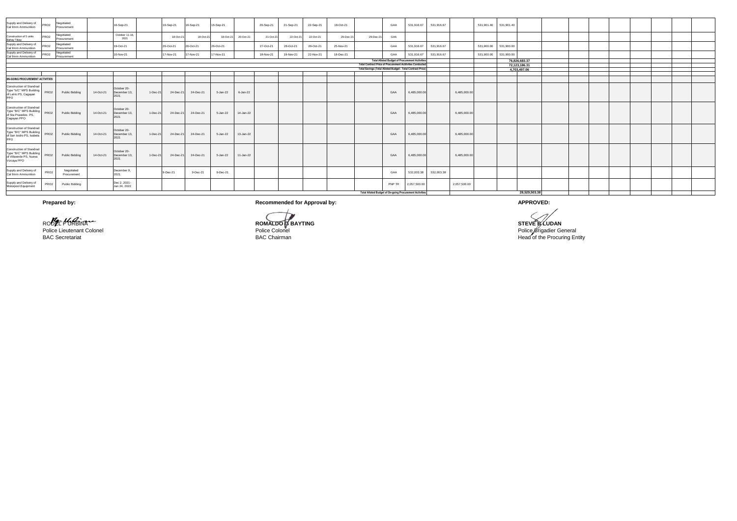| | | | | | | | | | | | | | | | | | | | | | | | | | | | | | | |
|---|---|---|---|---|---|---|---|---|---|---|---|---|---|---|---|---|---|---|---|---|---|---|---|---|---|---|---|---|---|---|
| Supply and Delivery of Cal 9mm Ammunition | PRO2 | Negotiated Procurement | | 16-Sep-21 | | 16-Sep-21 | 16-Sep-21 | 16-Sep-21 | | 20-Sep-21 | 21-Sep-21 | 22-Sep-21 | 18-Oct-21 | | GAA | 531,916.67 | 531,916.67 | | 531,901.40 | 531,901.40 | | | | | | | | | | |
| Construction of 5 units Bahay Tibay | PRO2 | Negotiated Procurement | | October 11-18, 2021 | | 18-Oct-21 | 18-Oct-21 | 18-Oct-21 | 20-Oct-21 | 21-Oct-21 | 22-Oct-21 | 22-Oct-21 | 29-Dec-21 | 29-Dec-21 | GAA | | | | | | | | | | | | | | | |
| Supply and Delivery of Cal 9mm Ammunition | PRO2 | Negotiated Procurement | | 19-Oct-21 | | 26-Oct-21 | 26-Oct-21 | 26-Oct-21 | | 27-Oct-21 | 28-Oct-21 | 29-Oct-21 | 25-Nov-21 | | GAA | 531,916.67 | 531,916.67 | | 531,900.00 | 531,900.00 | | | | | | | | | | |
| Supply and Delivery of Cal 9mm Ammunition | PRO2 | Negotiated Procurement | | 10-Nov-21 | | 17-Nov-21 | 17-Nov-21 | 17-Nov-21 | | 18-Nov-21 | 19-Nov-21 | 22-Nov-21 | 18-Dec-21 | | GAA | 531,916.67 | 531,916.67 | | 531,900.00 | 531,900.00 | | | | | | | | | | |
| | | | | | | | | | | | | | | | Total Alloted Budget of Procurement Activities | | | | | | 76,826,683.37 | | | | | | | | | |
| | | | | | | | | | | | | | | | Total Contract Price of Procurement Activities Conducted | | | | | | 72,123,186.31 | | | | | | | | | |
| | | | | | | | | | | | | | | | Total Savings (Total Alloted Budget - Total Contract Price) | | | | | | 4,703,497.06 | | | | | | | | | |
| ON-GOING PROCUREMENT ACTIVITIES | | | | | | | | | | | | | | | | | | | | | | | | | | | | | | |
| Construction of Standrad Type "B/C" MPS Building of Lal-lo PS, Cagayan PPO | PRO2 | Public Bidding | 14-Oct-21 | October 20-December 13, 2021 | 1-Dec-21 | 24-Dec-21 | 24-Dec-21 | 5-Jan-22 | 6-Jan-22 | | | | | | GAA | 6,485,000.00 | | 6,485,000.00 | | | | | | | | | | | | |
| Construction of Standrad Type "B/C" MPS Building of Sta Praxedes PS, Cagayan PPO | PRO2 | Public Bidding | 14-Oct-21 | October 20-December 13, 2021 | 1-Dec-21 | 24-Dec-21 | 24-Dec-21 | 5-Jan-22 | 14-Jan-22 | | | | | | GAA | 6,485,000.00 | | 6,485,000.00 | | | | | | | | | | | | |
| Construction of Standrad Type "B/C" MPS Building of San Isidro PS, Isabela PPO | PRO2 | Public Bidding | 14-Oct-21 | October 20-December 13, 2021 | 1-Dec-21 | 24-Dec-21 | 24-Dec-21 | 5-Jan-22 | 13-Jan-22 | | | | | | GAA | 6,485,000.00 | | 6,485,000.00 | | | | | | | | | | | | |
| Construction of Standrad Type "B/C" MPS Building of Villaverde PS, Nueva Vizcaya PPO | PRO2 | Public Bidding | 14-Oct-21 | October 20-December 13, 2021 | 1-Dec-21 | 24-Dec-21 | 24-Dec-21 | 5-Jan-22 | 11-Jan-22 | | | | | | GAA | 6,485,000.00 | | 6,485,000.00 | | | | | | | | | | | | |
| Supply and Delivery of Cal 9mm Ammunition | PRO2 | Negotiated Procurement | | December 9, 2021 | | 9-Dec-21 | 9-Dec-21 | 9-Dec-21 | | | | | | | GAA | 532,003.38 | 532,003.38 | | | | | | | | | | | | | |
| Supply and Delivery of Motorpool Equipment | PRO2 | Public Bidding | | Dec 2, 2021-Jan 24, 2022 | | | | | | | | | | | PNP TR | 2,057,500.00 | | 2,057,500.00 | | | | | | | | | | | | |
| | | | | | | | | | | | | | | | Total Alloted Budget of On-going Procurement Activities | | | | | | 28,529,503.38 | | | | | | | | | |

**Prepared by:**

RODEL F URBINA
Police Lieutenant Colonel
BAC Secretariat

**Recommended for Approval by:**

**ROMALDO G BAYTING**
Police Colonel
BAC Chairman

**APPROVED:**

**STEVE B LUDAN**
Police Brigadier General
Head of the Procuring Entity